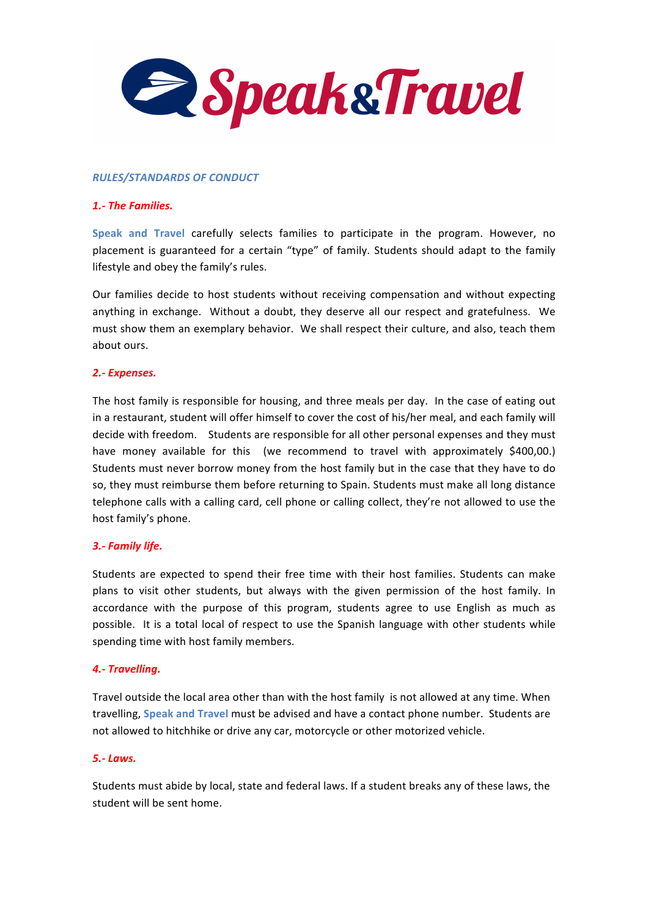Speak&Travel

## *RULES/STANDARDS OF CONDUCT*

### *1.- The Families.*

**Speak and Travel** carefully selects families to participate in the program. However, no placement is guaranteed for a certain "type" of family. Students should adapt to the family lifestyle and obey the family's rules.

Our families decide to host students without receiving compensation and without expecting anything in exchange. Without a doubt, they deserve all our respect and gratefulness. We must show them an exemplary behavior. We shall respect their culture, and also, teach them about ours.

### *2.- Expenses.*

The host family is responsible for housing, and three meals per day. In the case of eating out in a restaurant, student will offer himself to cover the cost of his/her meal, and each family will decide with freedom. Students are responsible for all other personal expenses and they must have money available for this (we recommend to travel with approximately $400,00.) Students must never borrow money from the host family but in the case that they have to do so, they must reimburse them before returning to Spain. Students must make all long distance telephone calls with a calling card, cell phone or calling collect, they're not allowed to use the host family's phone.

### *3.- Family life.*

Students are expected to spend their free time with their host families. Students can make plans to visit other students, but always with the given permission of the host family. In accordance with the purpose of this program, students agree to use English as much as possible. It is a total local of respect to use the Spanish language with other students while spending time with host family members.

### *4.- Travelling.*

Travel outside the local area other than with the host family is not allowed at any time. When travelling, **Speak and Travel** must be advised and have a contact phone number. Students are not allowed to hitchhike or drive any car, motorcycle or other motorized vehicle.

### *5.- Laws.*

Students must abide by local, state and federal laws. If a student breaks any of these laws, the student will be sent home.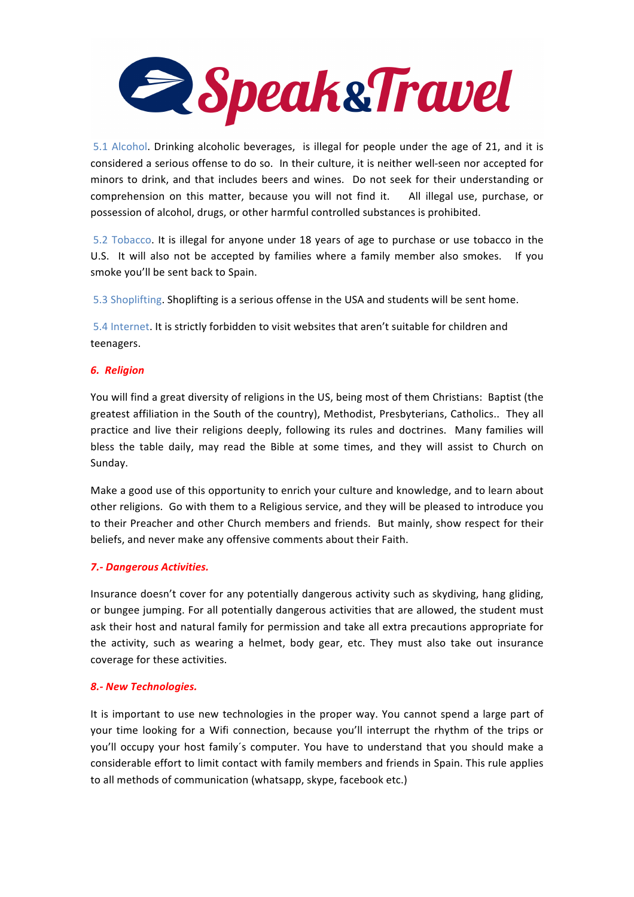5.1 Alcohol. Drinking alcoholic beverages,  is illegal for people under the age of 21, and it is considered a serious offense to do so.  In their culture, it is neither well-seen nor accepted for minors to drink, and that includes beers and wines.  Do not seek for their understanding or comprehension on this matter, because you will not find it.   All illegal use, purchase, or possession of alcohol, drugs, or other harmful controlled substances is prohibited.

5.2 Tobacco. It is illegal for anyone under 18 years of age to purchase or use tobacco in the U.S.  It will also not be accepted by families where a family member also smokes.  If you smoke you'll be sent back to Spain.

5.3 Shoplifting. Shoplifting is a serious offense in the USA and students will be sent home.

5.4 Internet. It is strictly forbidden to visit websites that aren't suitable for children and teenagers.

## *6. Religion*

You will find a great diversity of religions in the US, being most of them Christians:  Baptist (the greatest affiliation in the South of the country), Methodist, Presbyterians, Catholics..  They all practice and live their religions deeply, following its rules and doctrines.  Many families will bless the table daily, may read the Bible at some times, and they will assist to Church on Sunday.

Make a good use of this opportunity to enrich your culture and knowledge, and to learn about other religions.  Go with them to a Religious service, and they will be pleased to introduce you to their Preacher and other Church members and friends.  But mainly, show respect for their beliefs, and never make any offensive comments about their Faith.

## *7.- Dangerous Activities.*

Insurance doesn't cover for any potentially dangerous activity such as skydiving, hang gliding, or bungee jumping. For all potentially dangerous activities that are allowed, the student must ask their host and natural family for permission and take all extra precautions appropriate for the activity, such as wearing a helmet, body gear, etc. They must also take out insurance coverage for these activities.

## *8.- New Technologies.*

It is important to use new technologies in the proper way. You cannot spend a large part of your time looking for a Wifi connection, because you'll interrupt the rhythm of the trips or you'll occupy your host family´s computer. You have to understand that you should make a considerable effort to limit contact with family members and friends in Spain. This rule applies to all methods of communication (whatsapp, skype, facebook etc.)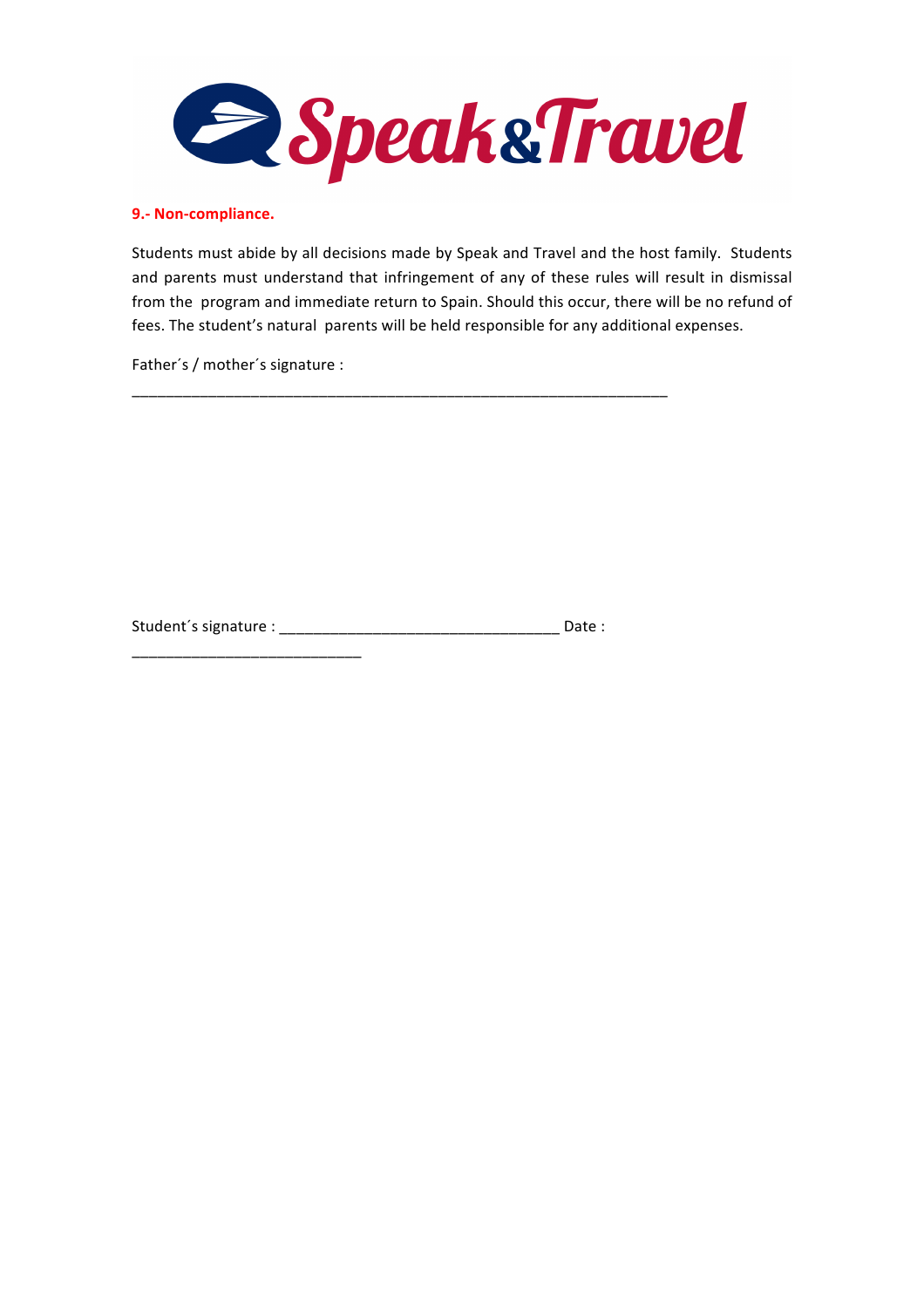**9.- Non-compliance.**

Students must abide by all decisions made by Speak and Travel and the host family. Students and parents must understand that infringement of any of these rules will result in dismissal from the program and immediate return to Spain. Should this occur, there will be no refund of fees. The student's natural parents will be held responsible for any additional expenses.

Father´s / mother´s signature :

_________________________________________________________________

Student´s signature : __________________________________ Date :

____________________________